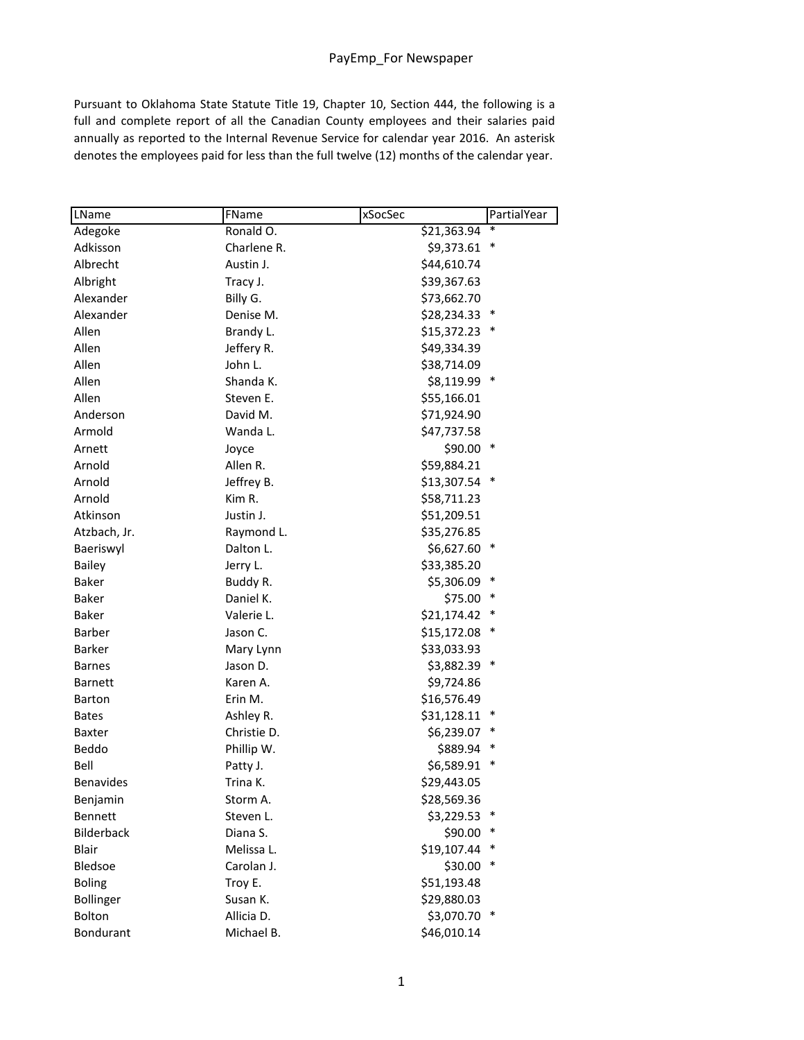# PayEmp_For Newspaper

Pursuant to Oklahoma State Statute Title 19, Chapter 10, Section 444, the following is a full and complete report of all the Canadian County employees and their salaries paid annually as reported to the Internal Revenue Service for calendar year 2016. An asterisk denotes the employees paid for less than the full twelve (12) months of the calendar year.

| LName | FName | xSocSec | PartialYear |
|---|---|---|---|
| Adegoke | Ronald O. | $21,363.94 | * |
| Adkisson | Charlene R. | $9,373.61 | * |
| Albrecht | Austin J. | $44,610.74 | |
| Albright | Tracy J. | $39,367.63 | |
| Alexander | Billy G. | $73,662.70 | |
| Alexander | Denise M. | $28,234.33 | * |
| Allen | Brandy L. | $15,372.23 | * |
| Allen | Jeffery R. | $49,334.39 | |
| Allen | John L. | $38,714.09 | |
| Allen | Shanda K. | $8,119.99 | * |
| Allen | Steven E. | $55,166.01 | |
| Anderson | David M. | $71,924.90 | |
| Armold | Wanda L. | $47,737.58 | |
| Arnett | Joyce | $90.00 | * |
| Arnold | Allen R. | $59,884.21 | |
| Arnold | Jeffrey B. | $13,307.54 | * |
| Arnold | Kim R. | $58,711.23 | |
| Atkinson | Justin J. | $51,209.51 | |
| Atzbach, Jr. | Raymond L. | $35,276.85 | |
| Baeriswyl | Dalton L. | $6,627.60 | * |
| Bailey | Jerry L. | $33,385.20 | |
| Baker | Buddy R. | $5,306.09 | * |
| Baker | Daniel K. | $75.00 | * |
| Baker | Valerie L. | $21,174.42 | * |
| Barber | Jason C. | $15,172.08 | * |
| Barker | Mary Lynn | $33,033.93 | |
| Barnes | Jason D. | $3,882.39 | * |
| Barnett | Karen A. | $9,724.86 | |
| Barton | Erin M. | $16,576.49 | |
| Bates | Ashley R. | $31,128.11 | * |
| Baxter | Christie D. | $6,239.07 | * |
| Beddo | Phillip W. | $889.94 | * |
| Bell | Patty J. | $6,589.91 | * |
| Benavides | Trina K. | $29,443.05 | |
| Benjamin | Storm A. | $28,569.36 | |
| Bennett | Steven L. | $3,229.53 | * |
| Bilderback | Diana S. | $90.00 | * |
| Blair | Melissa L. | $19,107.44 | * |
| Bledsoe | Carolan J. | $30.00 | * |
| Boling | Troy E. | $51,193.48 | |
| Bollinger | Susan K. | $29,880.03 | |
| Bolton | Allicia D. | $3,070.70 | * |
| Bondurant | Michael B. | $46,010.14 | |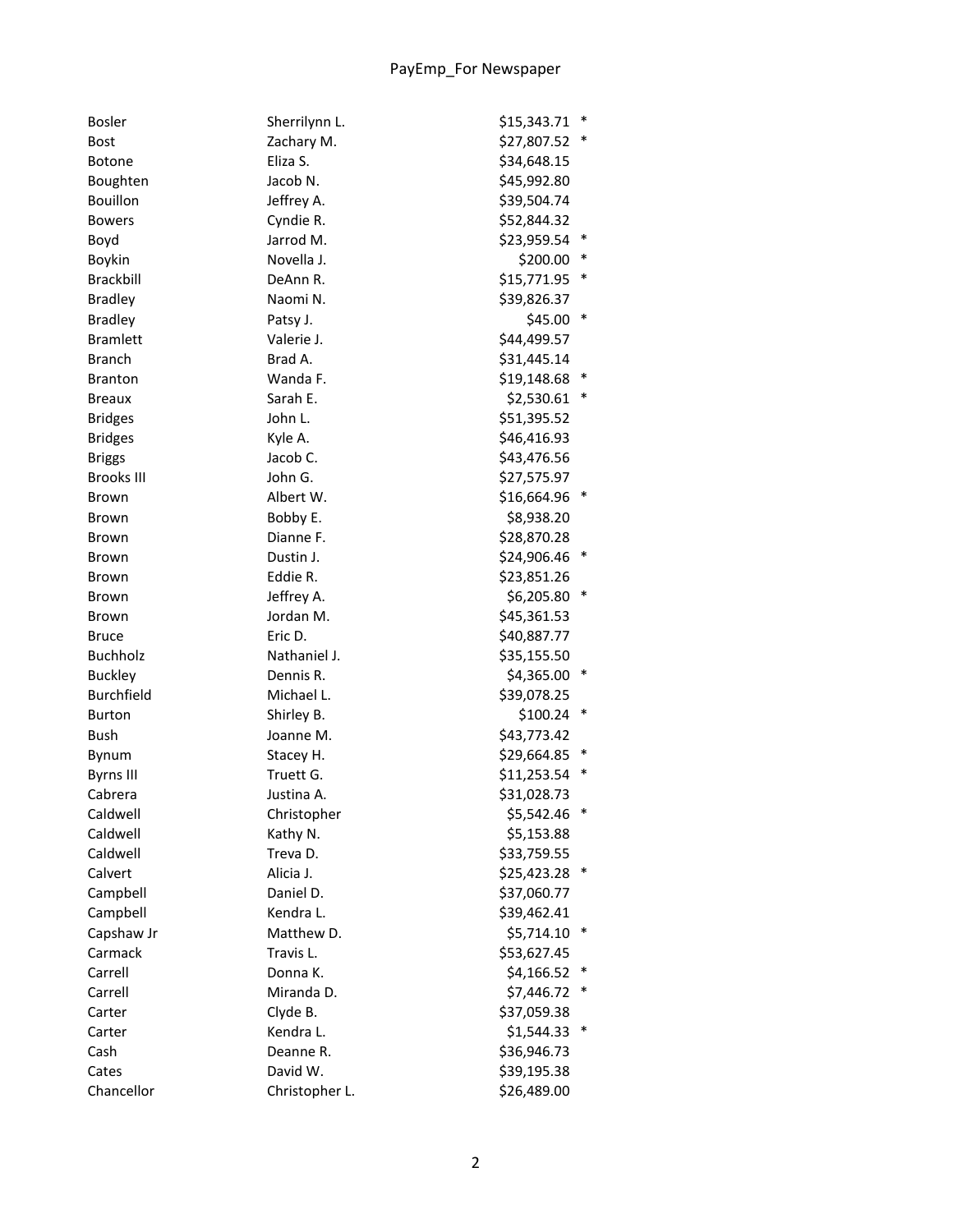| | | | |
|---|---|---|---|
| Bosler | Sherrilynn L. | $15,343.71 | * |
| Bost | Zachary M. | $27,807.52 | * |
| Botone | Eliza S. | $34,648.15 | |
| Boughten | Jacob N. | $45,992.80 | |
| Bouillon | Jeffrey A. | $39,504.74 | |
| Bowers | Cyndie R. | $52,844.32 | |
| Boyd | Jarrod M. | $23,959.54 | * |
| Boykin | Novella J. | $200.00 | * |
| Brackbill | DeAnn R. | $15,771.95 | * |
| Bradley | Naomi N. | $39,826.37 | |
| Bradley | Patsy J. | $45.00 | * |
| Bramlett | Valerie J. | $44,499.57 | |
| Branch | Brad A. | $31,445.14 | |
| Branton | Wanda F. | $19,148.68 | * |
| Breaux | Sarah E. | $2,530.61 | * |
| Bridges | John L. | $51,395.52 | |
| Bridges | Kyle A. | $46,416.93 | |
| Briggs | Jacob C. | $43,476.56 | |
| Brooks III | John G. | $27,575.97 | |
| Brown | Albert W. | $16,664.96 | * |
| Brown | Bobby E. | $8,938.20 | |
| Brown | Dianne F. | $28,870.28 | |
| Brown | Dustin J. | $24,906.46 | * |
| Brown | Eddie R. | $23,851.26 | |
| Brown | Jeffrey A. | $6,205.80 | * |
| Brown | Jordan M. | $45,361.53 | |
| Bruce | Eric D. | $40,887.77 | |
| Buchholz | Nathaniel J. | $35,155.50 | |
| Buckley | Dennis R. | $4,365.00 | * |
| Burchfield | Michael L. | $39,078.25 | |
| Burton | Shirley B. | $100.24 | * |
| Bush | Joanne M. | $43,773.42 | |
| Bynum | Stacey H. | $29,664.85 | * |
| Byrns III | Truett G. | $11,253.54 | * |
| Cabrera | Justina A. | $31,028.73 | |
| Caldwell | Christopher | $5,542.46 | * |
| Caldwell | Kathy N. | $5,153.88 | |
| Caldwell | Treva D. | $33,759.55 | |
| Calvert | Alicia J. | $25,423.28 | * |
| Campbell | Daniel D. | $37,060.77 | |
| Campbell | Kendra L. | $39,462.41 | |
| Capshaw Jr | Matthew D. | $5,714.10 | * |
| Carmack | Travis L. | $53,627.45 | |
| Carrell | Donna K. | $4,166.52 | * |
| Carrell | Miranda D. | $7,446.72 | * |
| Carter | Clyde B. | $37,059.38 | |
| Carter | Kendra L. | $1,544.33 | * |
| Cash | Deanne R. | $36,946.73 | |
| Cates | David W. | $39,195.38 | |
| Chancellor | Christopher L. | $26,489.00 | |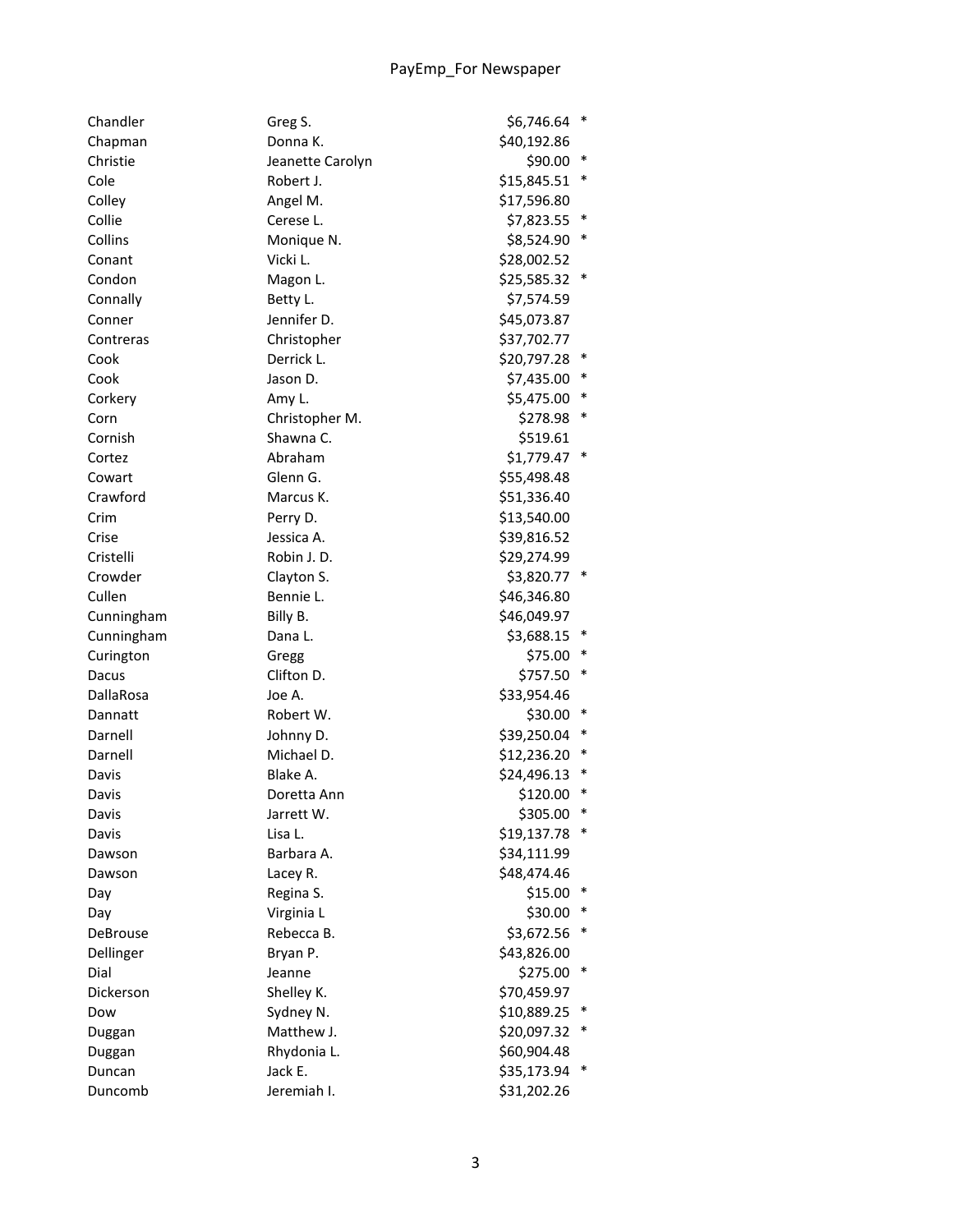| | | | |
|---|---|---|---|
| Chandler | Greg S. | $6,746.64 | * |
| Chapman | Donna K. | $40,192.86 | |
| Christie | Jeanette Carolyn | $90.00 | * |
| Cole | Robert J. | $15,845.51 | * |
| Colley | Angel M. | $17,596.80 | |
| Collie | Cerese L. | $7,823.55 | * |
| Collins | Monique N. | $8,524.90 | * |
| Conant | Vicki L. | $28,002.52 | |
| Condon | Magon L. | $25,585.32 | * |
| Connally | Betty L. | $7,574.59 | |
| Conner | Jennifer D. | $45,073.87 | |
| Contreras | Christopher | $37,702.77 | |
| Cook | Derrick L. | $20,797.28 | * |
| Cook | Jason D. | $7,435.00 | * |
| Corkery | Amy L. | $5,475.00 | * |
| Corn | Christopher M. | $278.98 | * |
| Cornish | Shawna C. | $519.61 | |
| Cortez | Abraham | $1,779.47 | * |
| Cowart | Glenn G. | $55,498.48 | |
| Crawford | Marcus K. | $51,336.40 | |
| Crim | Perry D. | $13,540.00 | |
| Crise | Jessica A. | $39,816.52 | |
| Cristelli | Robin J. D. | $29,274.99 | |
| Crowder | Clayton S. | $3,820.77 | * |
| Cullen | Bennie L. | $46,346.80 | |
| Cunningham | Billy B. | $46,049.97 | |
| Cunningham | Dana L. | $3,688.15 | * |
| Curington | Gregg | $75.00 | * |
| Dacus | Clifton D. | $757.50 | * |
| DallaRosa | Joe A. | $33,954.46 | |
| Dannatt | Robert W. | $30.00 | * |
| Darnell | Johnny D. | $39,250.04 | * |
| Darnell | Michael D. | $12,236.20 | * |
| Davis | Blake A. | $24,496.13 | * |
| Davis | Doretta Ann | $120.00 | * |
| Davis | Jarrett W. | $305.00 | * |
| Davis | Lisa L. | $19,137.78 | * |
| Dawson | Barbara A. | $34,111.99 | |
| Dawson | Lacey R. | $48,474.46 | |
| Day | Regina S. | $15.00 | * |
| Day | Virginia L | $30.00 | * |
| DeBrouse | Rebecca B. | $3,672.56 | * |
| Dellinger | Bryan P. | $43,826.00 | |
| Dial | Jeanne | $275.00 | * |
| Dickerson | Shelley K. | $70,459.97 | |
| Dow | Sydney N. | $10,889.25 | * |
| Duggan | Matthew J. | $20,097.32 | * |
| Duggan | Rhydonia L. | $60,904.48 | |
| Duncan | Jack E. | $35,173.94 | * |
| Duncomb | Jeremiah I. | $31,202.26 | |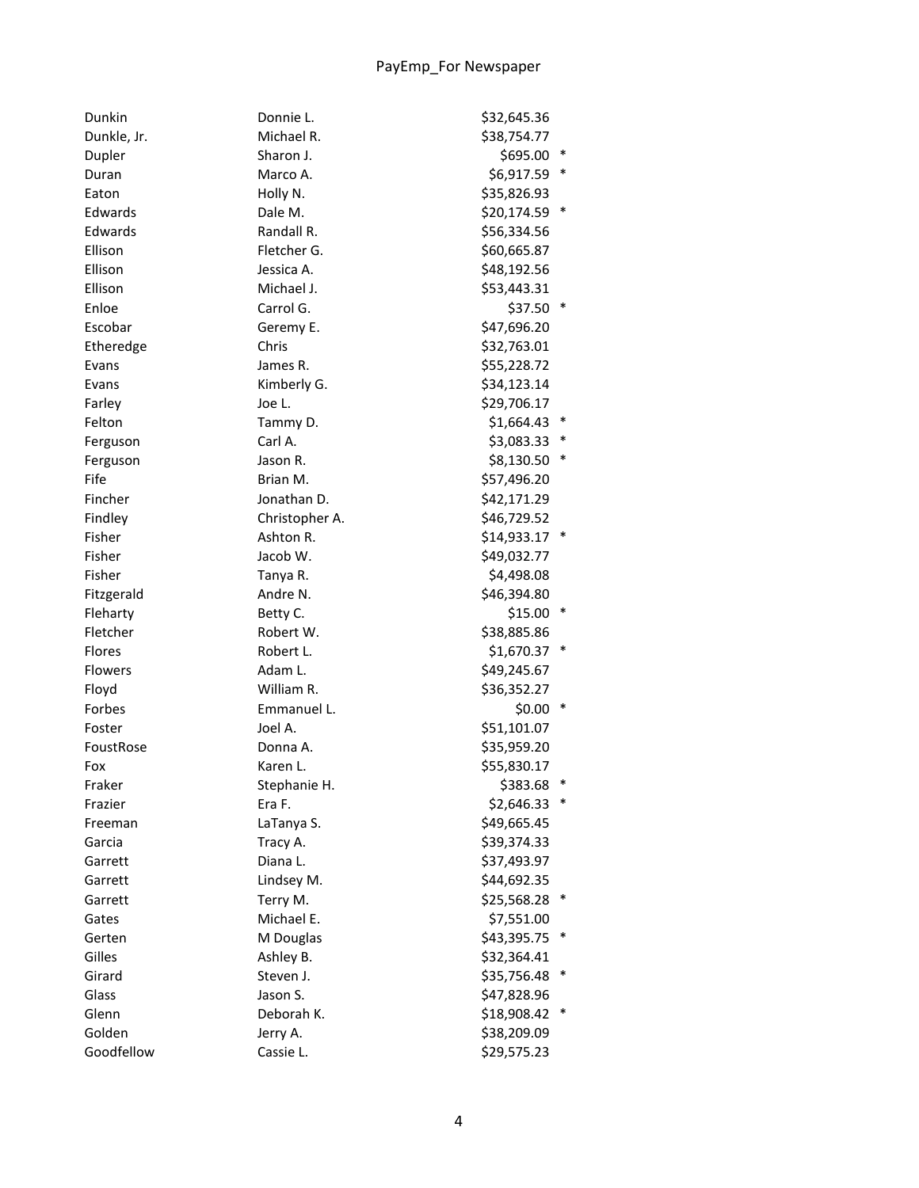| | | | |
|---|---|---|---|
| Dunkin | Donnie L. | $32,645.36 | |
| Dunkle, Jr. | Michael R. | $38,754.77 | |
| Dupler | Sharon J. | $695.00 | * |
| Duran | Marco A. | $6,917.59 | * |
| Eaton | Holly N. | $35,826.93 | |
| Edwards | Dale M. | $20,174.59 | * |
| Edwards | Randall R. | $56,334.56 | |
| Ellison | Fletcher G. | $60,665.87 | |
| Ellison | Jessica A. | $48,192.56 | |
| Ellison | Michael J. | $53,443.31 | |
| Enloe | Carrol G. | $37.50 | * |
| Escobar | Geremy E. | $47,696.20 | |
| Etheredge | Chris | $32,763.01 | |
| Evans | James R. | $55,228.72 | |
| Evans | Kimberly G. | $34,123.14 | |
| Farley | Joe L. | $29,706.17 | |
| Felton | Tammy D. | $1,664.43 | * |
| Ferguson | Carl A. | $3,083.33 | * |
| Ferguson | Jason R. | $8,130.50 | * |
| Fife | Brian M. | $57,496.20 | |
| Fincher | Jonathan D. | $42,171.29 | |
| Findley | Christopher A. | $46,729.52 | |
| Fisher | Ashton R. | $14,933.17 | * |
| Fisher | Jacob W. | $49,032.77 | |
| Fisher | Tanya R. | $4,498.08 | |
| Fitzgerald | Andre N. | $46,394.80 | |
| Fleharty | Betty C. | $15.00 | * |
| Fletcher | Robert W. | $38,885.86 | |
| Flores | Robert L. | $1,670.37 | * |
| Flowers | Adam L. | $49,245.67 | |
| Floyd | William R. | $36,352.27 | |
| Forbes | Emmanuel L. | $0.00 | * |
| Foster | Joel A. | $51,101.07 | |
| FoustRose | Donna A. | $35,959.20 | |
| Fox | Karen L. | $55,830.17 | |
| Fraker | Stephanie H. | $383.68 | * |
| Frazier | Era F. | $2,646.33 | * |
| Freeman | LaTanya S. | $49,665.45 | |
| Garcia | Tracy A. | $39,374.33 | |
| Garrett | Diana L. | $37,493.97 | |
| Garrett | Lindsey M. | $44,692.35 | |
| Garrett | Terry M. | $25,568.28 | * |
| Gates | Michael E. | $7,551.00 | |
| Gerten | M Douglas | $43,395.75 | * |
| Gilles | Ashley B. | $32,364.41 | |
| Girard | Steven J. | $35,756.48 | * |
| Glass | Jason S. | $47,828.96 | |
| Glenn | Deborah K. | $18,908.42 | * |
| Golden | Jerry A. | $38,209.09 | |
| Goodfellow | Cassie L. | $29,575.23 | |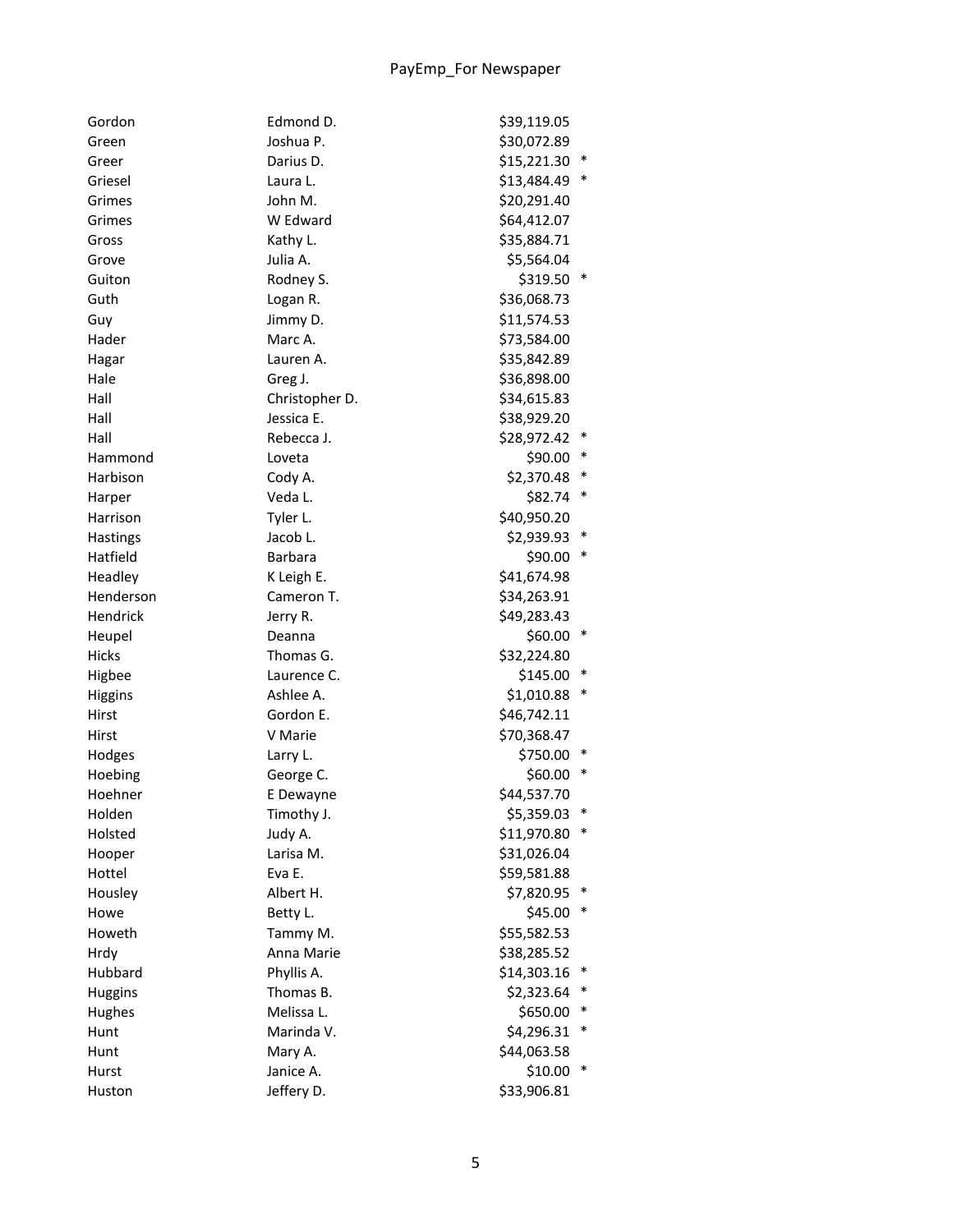| Last Name | First Name | Amount | |
|---|---|---|---|
| Gordon | Edmond D. | $39,119.05 | |
| Green | Joshua P. | $30,072.89 | |
| Greer | Darius D. | $15,221.30 | * |
| Griesel | Laura L. | $13,484.49 | * |
| Grimes | John M. | $20,291.40 | |
| Grimes | W Edward | $64,412.07 | |
| Gross | Kathy L. | $35,884.71 | |
| Grove | Julia A. | $5,564.04 | |
| Guiton | Rodney S. | $319.50 | * |
| Guth | Logan R. | $36,068.73 | |
| Guy | Jimmy D. | $11,574.53 | |
| Hader | Marc A. | $73,584.00 | |
| Hagar | Lauren A. | $35,842.89 | |
| Hale | Greg J. | $36,898.00 | |
| Hall | Christopher D. | $34,615.83 | |
| Hall | Jessica E. | $38,929.20 | |
| Hall | Rebecca J. | $28,972.42 | * |
| Hammond | Loveta | $90.00 | * |
| Harbison | Cody A. | $2,370.48 | * |
| Harper | Veda L. | $82.74 | * |
| Harrison | Tyler L. | $40,950.20 | |
| Hastings | Jacob L. | $2,939.93 | * |
| Hatfield | Barbara | $90.00 | * |
| Headley | K Leigh E. | $41,674.98 | |
| Henderson | Cameron T. | $34,263.91 | |
| Hendrick | Jerry R. | $49,283.43 | |
| Heupel | Deanna | $60.00 | * |
| Hicks | Thomas G. | $32,224.80 | |
| Higbee | Laurence C. | $145.00 | * |
| Higgins | Ashlee A. | $1,010.88 | * |
| Hirst | Gordon E. | $46,742.11 | |
| Hirst | V Marie | $70,368.47 | |
| Hodges | Larry L. | $750.00 | * |
| Hoebing | George C. | $60.00 | * |
| Hoehner | E Dewayne | $44,537.70 | |
| Holden | Timothy J. | $5,359.03 | * |
| Holsted | Judy A. | $11,970.80 | * |
| Hooper | Larisa M. | $31,026.04 | |
| Hottel | Eva E. | $59,581.88 | |
| Housley | Albert H. | $7,820.95 | * |
| Howe | Betty L. | $45.00 | * |
| Howeth | Tammy M. | $55,582.53 | |
| Hrdy | Anna Marie | $38,285.52 | |
| Hubbard | Phyllis A. | $14,303.16 | * |
| Huggins | Thomas B. | $2,323.64 | * |
| Hughes | Melissa L. | $650.00 | * |
| Hunt | Marinda V. | $4,296.31 | * |
| Hunt | Mary A. | $44,063.58 | |
| Hurst | Janice A. | $10.00 | * |
| Huston | Jeffery D. | $33,906.81 | |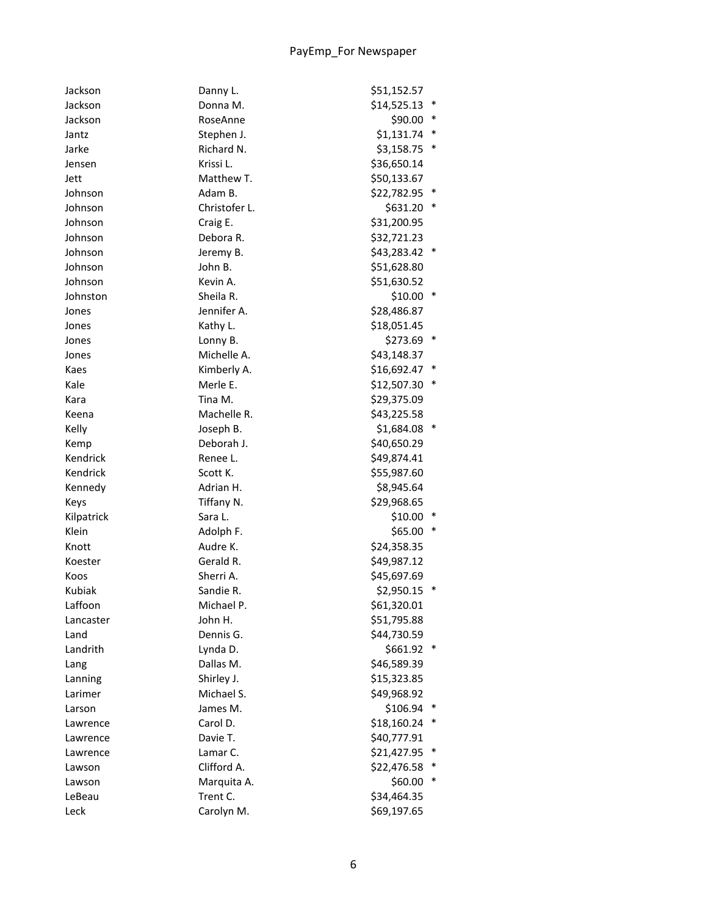| | | | |
|---|---|---|---|
| Jackson | Danny L. | $51,152.57 | |
| Jackson | Donna M. | $14,525.13 | * |
| Jackson | RoseAnne | $90.00 | * |
| Jantz | Stephen J. | $1,131.74 | * |
| Jarke | Richard N. | $3,158.75 | * |
| Jensen | Krissi L. | $36,650.14 | |
| Jett | Matthew T. | $50,133.67 | |
| Johnson | Adam B. | $22,782.95 | * |
| Johnson | Christofer L. | $631.20 | * |
| Johnson | Craig E. | $31,200.95 | |
| Johnson | Debora R. | $32,721.23 | |
| Johnson | Jeremy B. | $43,283.42 | * |
| Johnson | John B. | $51,628.80 | |
| Johnson | Kevin A. | $51,630.52 | |
| Johnston | Sheila R. | $10.00 | * |
| Jones | Jennifer A. | $28,486.87 | |
| Jones | Kathy L. | $18,051.45 | |
| Jones | Lonny B. | $273.69 | * |
| Jones | Michelle A. | $43,148.37 | |
| Kaes | Kimberly A. | $16,692.47 | * |
| Kale | Merle E. | $12,507.30 | * |
| Kara | Tina M. | $29,375.09 | |
| Keena | Machelle R. | $43,225.58 | |
| Kelly | Joseph B. | $1,684.08 | * |
| Kemp | Deborah J. | $40,650.29 | |
| Kendrick | Renee L. | $49,874.41 | |
| Kendrick | Scott K. | $55,987.60 | |
| Kennedy | Adrian H. | $8,945.64 | |
| Keys | Tiffany N. | $29,968.65 | |
| Kilpatrick | Sara L. | $10.00 | * |
| Klein | Adolph F. | $65.00 | * |
| Knott | Audre K. | $24,358.35 | |
| Koester | Gerald R. | $49,987.12 | |
| Koos | Sherri A. | $45,697.69 | |
| Kubiak | Sandie R. | $2,950.15 | * |
| Laffoon | Michael P. | $61,320.01 | |
| Lancaster | John H. | $51,795.88 | |
| Land | Dennis G. | $44,730.59 | |
| Landrith | Lynda D. | $661.92 | * |
| Lang | Dallas M. | $46,589.39 | |
| Lanning | Shirley J. | $15,323.85 | |
| Larimer | Michael S. | $49,968.92 | |
| Larson | James M. | $106.94 | * |
| Lawrence | Carol D. | $18,160.24 | * |
| Lawrence | Davie T. | $40,777.91 | |
| Lawrence | Lamar C. | $21,427.95 | * |
| Lawson | Clifford A. | $22,476.58 | * |
| Lawson | Marquita A. | $60.00 | * |
| LeBeau | Trent C. | $34,464.35 | |
| Leck | Carolyn M. | $69,197.65 | |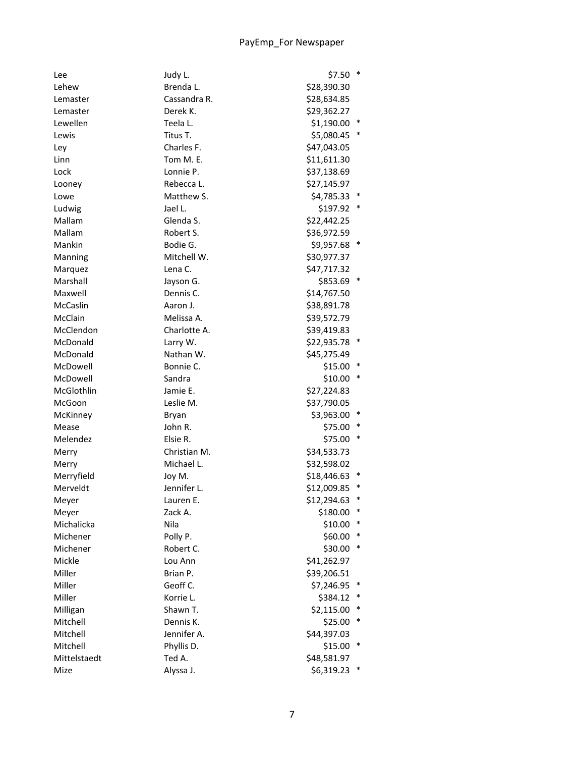| | | | |
|---|---|---|---|
| Lee | Judy L. | $7.50 | * |
| Lehew | Brenda L. | $28,390.30 | |
| Lemaster | Cassandra R. | $28,634.85 | |
| Lemaster | Derek K. | $29,362.27 | |
| Lewellen | Teela L. | $1,190.00 | * |
| Lewis | Titus T. | $5,080.45 | * |
| Ley | Charles F. | $47,043.05 | |
| Linn | Tom M. E. | $11,611.30 | |
| Lock | Lonnie P. | $37,138.69 | |
| Looney | Rebecca L. | $27,145.97 | |
| Lowe | Matthew S. | $4,785.33 | * |
| Ludwig | Jael L. | $197.92 | * |
| Mallam | Glenda S. | $22,442.25 | |
| Mallam | Robert S. | $36,972.59 | |
| Mankin | Bodie G. | $9,957.68 | * |
| Manning | Mitchell W. | $30,977.37 | |
| Marquez | Lena C. | $47,717.32 | |
| Marshall | Jayson G. | $853.69 | * |
| Maxwell | Dennis C. | $14,767.50 | |
| McCaslin | Aaron J. | $38,891.78 | |
| McClain | Melissa A. | $39,572.79 | |
| McClendon | Charlotte A. | $39,419.83 | |
| McDonald | Larry W. | $22,935.78 | * |
| McDonald | Nathan W. | $45,275.49 | |
| McDowell | Bonnie C. | $15.00 | * |
| McDowell | Sandra | $10.00 | * |
| McGlothlin | Jamie E. | $27,224.83 | |
| McGoon | Leslie M. | $37,790.05 | |
| McKinney | Bryan | $3,963.00 | * |
| Mease | John R. | $75.00 | * |
| Melendez | Elsie R. | $75.00 | * |
| Merry | Christian M. | $34,533.73 | |
| Merry | Michael L. | $32,598.02 | |
| Merryfield | Joy M. | $18,446.63 | * |
| Merveldt | Jennifer L. | $12,009.85 | * |
| Meyer | Lauren E. | $12,294.63 | * |
| Meyer | Zack A. | $180.00 | * |
| Michalicka | Nila | $10.00 | * |
| Michener | Polly P. | $60.00 | * |
| Michener | Robert C. | $30.00 | * |
| Mickle | Lou Ann | $41,262.97 | |
| Miller | Brian P. | $39,206.51 | |
| Miller | Geoff C. | $7,246.95 | * |
| Miller | Korrie L. | $384.12 | * |
| Milligan | Shawn T. | $2,115.00 | * |
| Mitchell | Dennis K. | $25.00 | * |
| Mitchell | Jennifer A. | $44,397.03 | |
| Mitchell | Phyllis D. | $15.00 | * |
| Mittelstaedt | Ted A. | $48,581.97 | |
| Mize | Alyssa J. | $6,319.23 | * |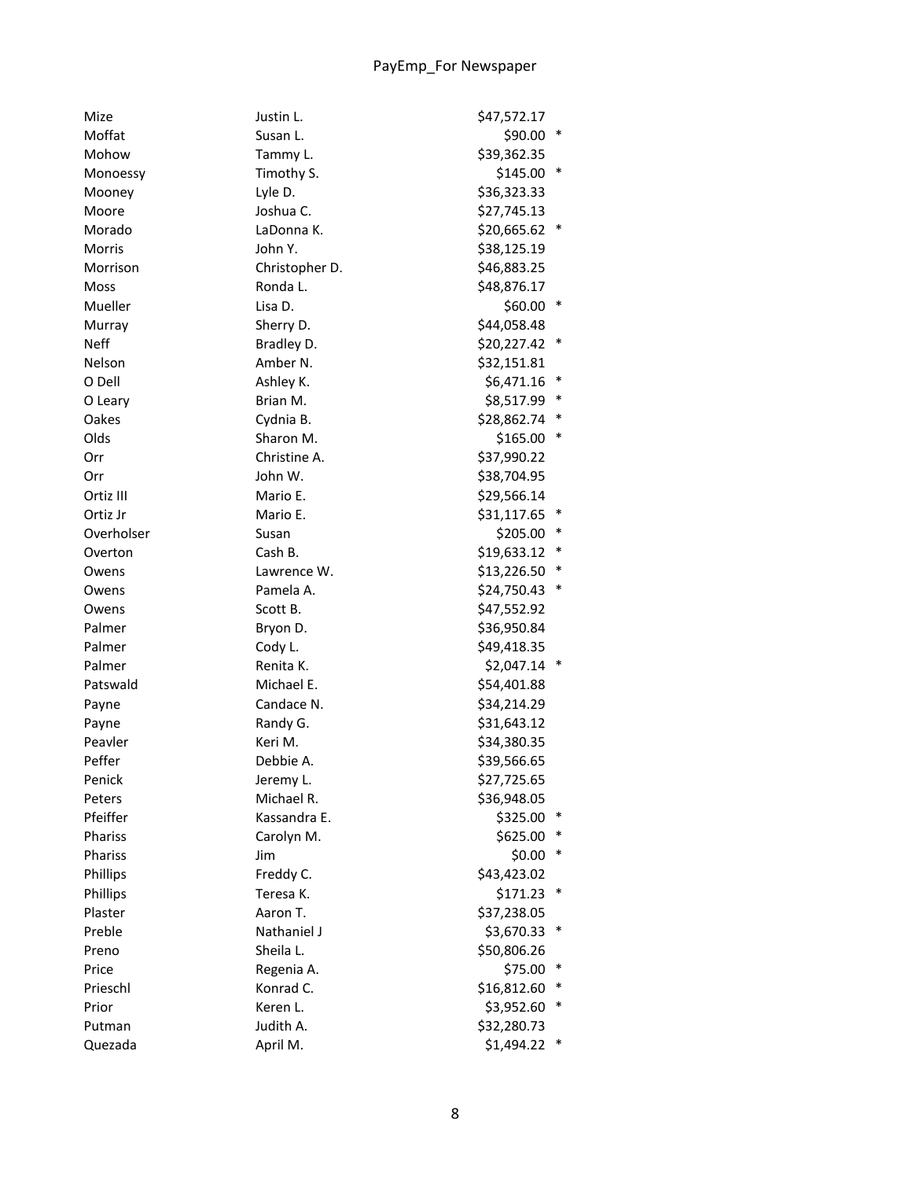| | | | |
|---|---|---|---|
| Mize | Justin L. | $47,572.17 | |
| Moffat | Susan L. | $90.00 | * |
| Mohow | Tammy L. | $39,362.35 | |
| Monoessy | Timothy S. | $145.00 | * |
| Mooney | Lyle D. | $36,323.33 | |
| Moore | Joshua C. | $27,745.13 | |
| Morado | LaDonna K. | $20,665.62 | * |
| Morris | John Y. | $38,125.19 | |
| Morrison | Christopher D. | $46,883.25 | |
| Moss | Ronda L. | $48,876.17 | |
| Mueller | Lisa D. | $60.00 | * |
| Murray | Sherry D. | $44,058.48 | |
| Neff | Bradley D. | $20,227.42 | * |
| Nelson | Amber N. | $32,151.81 | |
| O Dell | Ashley K. | $6,471.16 | * |
| O Leary | Brian M. | $8,517.99 | * |
| Oakes | Cydnia B. | $28,862.74 | * |
| Olds | Sharon M. | $165.00 | * |
| Orr | Christine A. | $37,990.22 | |
| Orr | John W. | $38,704.95 | |
| Ortiz III | Mario E. | $29,566.14 | |
| Ortiz Jr | Mario E. | $31,117.65 | * |
| Overholser | Susan | $205.00 | * |
| Overton | Cash B. | $19,633.12 | * |
| Owens | Lawrence W. | $13,226.50 | * |
| Owens | Pamela A. | $24,750.43 | * |
| Owens | Scott B. | $47,552.92 | |
| Palmer | Bryon D. | $36,950.84 | |
| Palmer | Cody L. | $49,418.35 | |
| Palmer | Renita K. | $2,047.14 | * |
| Patswald | Michael E. | $54,401.88 | |
| Payne | Candace N. | $34,214.29 | |
| Payne | Randy G. | $31,643.12 | |
| Peavler | Keri M. | $34,380.35 | |
| Peffer | Debbie A. | $39,566.65 | |
| Penick | Jeremy L. | $27,725.65 | |
| Peters | Michael R. | $36,948.05 | |
| Pfeiffer | Kassandra E. | $325.00 | * |
| Phariss | Carolyn M. | $625.00 | * |
| Phariss | Jim | $0.00 | * |
| Phillips | Freddy C. | $43,423.02 | |
| Phillips | Teresa K. | $171.23 | * |
| Plaster | Aaron T. | $37,238.05 | |
| Preble | Nathaniel J | $3,670.33 | * |
| Preno | Sheila L. | $50,806.26 | |
| Price | Regenia A. | $75.00 | * |
| Prieschl | Konrad C. | $16,812.60 | * |
| Prior | Keren L. | $3,952.60 | * |
| Putman | Judith A. | $32,280.73 | |
| Quezada | April M. | $1,494.22 | * |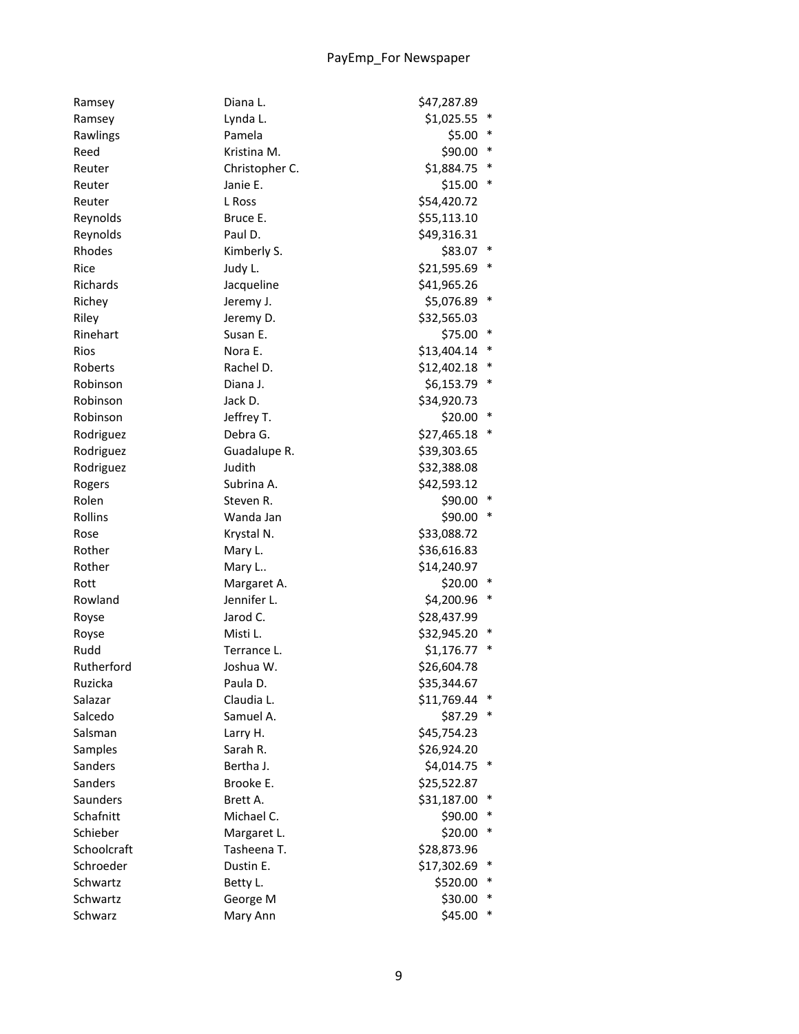| | | | |
|---|---|---|---|
| Ramsey | Diana L. | $47,287.89 | |
| Ramsey | Lynda L. | $1,025.55 | * |
| Rawlings | Pamela | $5.00 | * |
| Reed | Kristina M. | $90.00 | * |
| Reuter | Christopher C. | $1,884.75 | * |
| Reuter | Janie E. | $15.00 | * |
| Reuter | L Ross | $54,420.72 | |
| Reynolds | Bruce E. | $55,113.10 | |
| Reynolds | Paul D. | $49,316.31 | |
| Rhodes | Kimberly S. | $83.07 | * |
| Rice | Judy L. | $21,595.69 | * |
| Richards | Jacqueline | $41,965.26 | |
| Richey | Jeremy J. | $5,076.89 | * |
| Riley | Jeremy D. | $32,565.03 | |
| Rinehart | Susan E. | $75.00 | * |
| Rios | Nora E. | $13,404.14 | * |
| Roberts | Rachel D. | $12,402.18 | * |
| Robinson | Diana J. | $6,153.79 | * |
| Robinson | Jack D. | $34,920.73 | |
| Robinson | Jeffrey T. | $20.00 | * |
| Rodriguez | Debra G. | $27,465.18 | * |
| Rodriguez | Guadalupe R. | $39,303.65 | |
| Rodriguez | Judith | $32,388.08 | |
| Rogers | Subrina A. | $42,593.12 | |
| Rolen | Steven R. | $90.00 | * |
| Rollins | Wanda Jan | $90.00 | * |
| Rose | Krystal N. | $33,088.72 | |
| Rother | Mary L. | $36,616.83 | |
| Rother | Mary L.. | $14,240.97 | |
| Rott | Margaret A. | $20.00 | * |
| Rowland | Jennifer L. | $4,200.96 | * |
| Royse | Jarod C. | $28,437.99 | |
| Royse | Misti L. | $32,945.20 | * |
| Rudd | Terrance L. | $1,176.77 | * |
| Rutherford | Joshua W. | $26,604.78 | |
| Ruzicka | Paula D. | $35,344.67 | |
| Salazar | Claudia L. | $11,769.44 | * |
| Salcedo | Samuel A. | $87.29 | * |
| Salsman | Larry H. | $45,754.23 | |
| Samples | Sarah R. | $26,924.20 | |
| Sanders | Bertha J. | $4,014.75 | * |
| Sanders | Brooke E. | $25,522.87 | |
| Saunders | Brett A. | $31,187.00 | * |
| Schafnitt | Michael C. | $90.00 | * |
| Schieber | Margaret L. | $20.00 | * |
| Schoolcraft | Tasheena T. | $28,873.96 | |
| Schroeder | Dustin E. | $17,302.69 | * |
| Schwartz | Betty L. | $520.00 | * |
| Schwartz | George M | $30.00 | * |
| Schwarz | Mary Ann | $45.00 | * |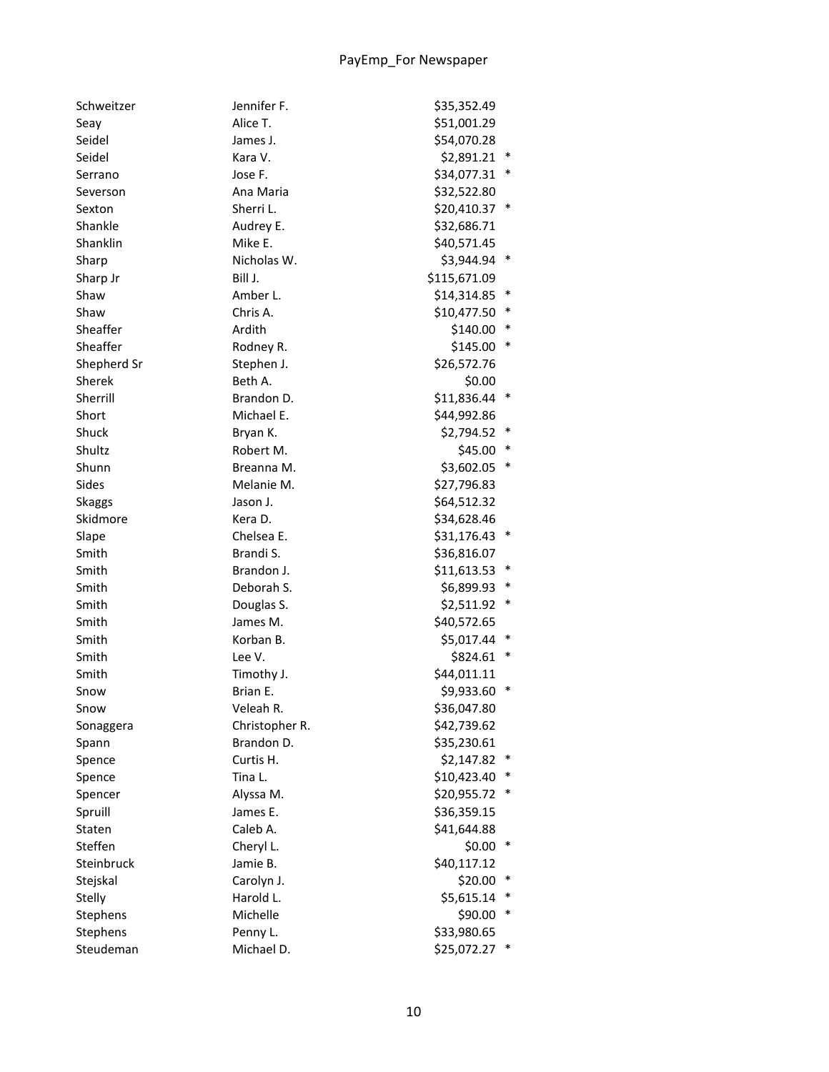| | | | |
|---|---|---|---|
| Schweitzer | Jennifer F. | $35,352.49 | |
| Seay | Alice T. | $51,001.29 | |
| Seidel | James J. | $54,070.28 | |
| Seidel | Kara V. | $2,891.21 | * |
| Serrano | Jose F. | $34,077.31 | * |
| Severson | Ana Maria | $32,522.80 | |
| Sexton | Sherri L. | $20,410.37 | * |
| Shankle | Audrey E. | $32,686.71 | |
| Shanklin | Mike E. | $40,571.45 | |
| Sharp | Nicholas W. | $3,944.94 | * |
| Sharp Jr | Bill J. | $115,671.09 | |
| Shaw | Amber L. | $14,314.85 | * |
| Shaw | Chris A. | $10,477.50 | * |
| Sheaffer | Ardith | $140.00 | * |
| Sheaffer | Rodney R. | $145.00 | * |
| Shepherd Sr | Stephen J. | $26,572.76 | |
| Sherek | Beth A. | $0.00 | |
| Sherrill | Brandon D. | $11,836.44 | * |
| Short | Michael E. | $44,992.86 | |
| Shuck | Bryan K. | $2,794.52 | * |
| Shultz | Robert M. | $45.00 | * |
| Shunn | Breanna M. | $3,602.05 | * |
| Sides | Melanie M. | $27,796.83 | |
| Skaggs | Jason J. | $64,512.32 | |
| Skidmore | Kera D. | $34,628.46 | |
| Slape | Chelsea E. | $31,176.43 | * |
| Smith | Brandi S. | $36,816.07 | |
| Smith | Brandon J. | $11,613.53 | * |
| Smith | Deborah S. | $6,899.93 | * |
| Smith | Douglas S. | $2,511.92 | * |
| Smith | James M. | $40,572.65 | |
| Smith | Korban B. | $5,017.44 | * |
| Smith | Lee V. | $824.61 | * |
| Smith | Timothy J. | $44,011.11 | |
| Snow | Brian E. | $9,933.60 | * |
| Snow | Veleah R. | $36,047.80 | |
| Sonaggera | Christopher R. | $42,739.62 | |
| Spann | Brandon D. | $35,230.61 | |
| Spence | Curtis H. | $2,147.82 | * |
| Spence | Tina L. | $10,423.40 | * |
| Spencer | Alyssa M. | $20,955.72 | * |
| Spruill | James E. | $36,359.15 | |
| Staten | Caleb A. | $41,644.88 | |
| Steffen | Cheryl L. | $0.00 | * |
| Steinbruck | Jamie B. | $40,117.12 | |
| Stejskal | Carolyn J. | $20.00 | * |
| Stelly | Harold L. | $5,615.14 | * |
| Stephens | Michelle | $90.00 | * |
| Stephens | Penny L. | $33,980.65 | |
| Steudeman | Michael D. | $25,072.27 | * |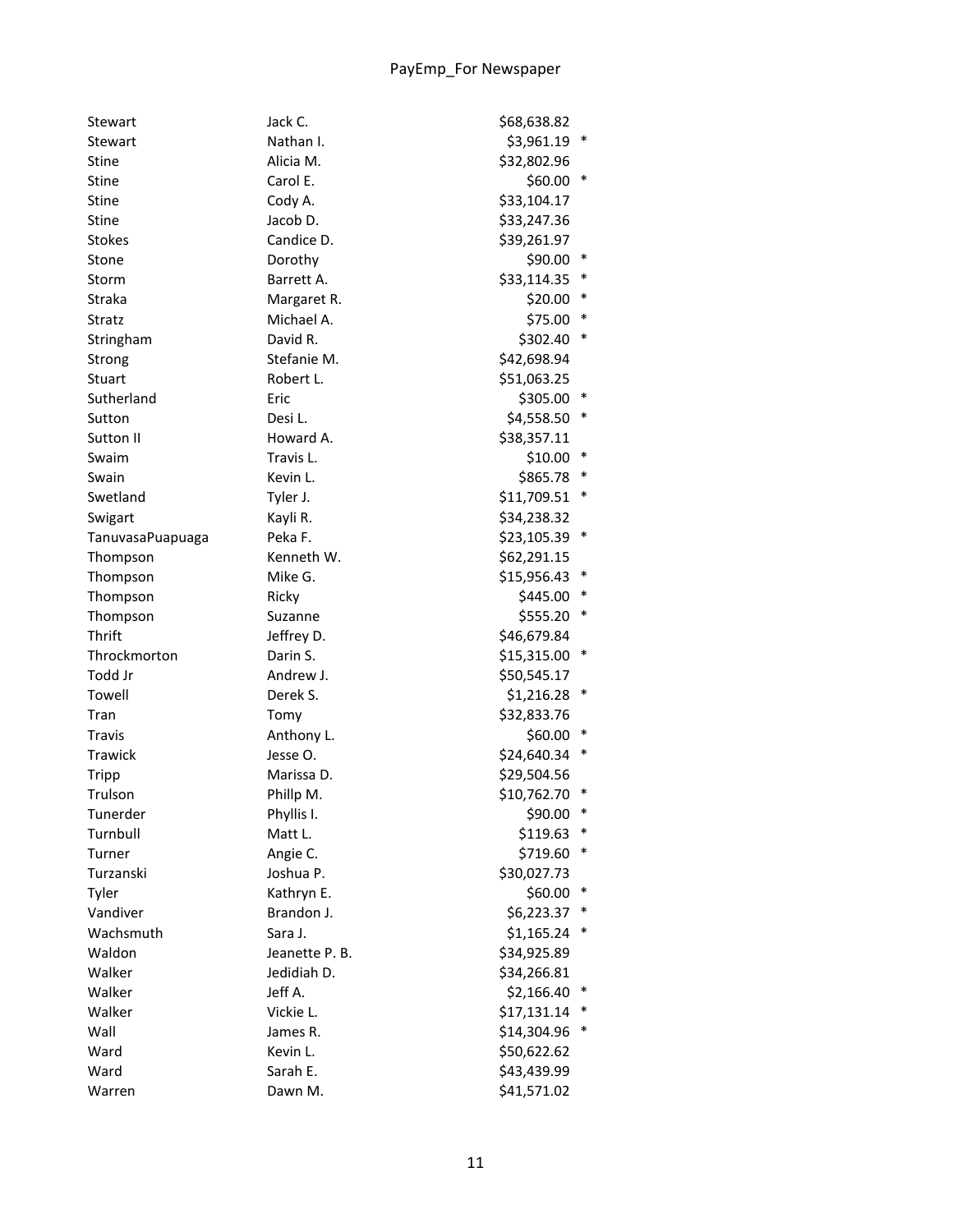| | | | |
|---|---|---|---|
| Stewart | Jack C. | $68,638.82 | |
| Stewart | Nathan I. | $3,961.19 | * |
| Stine | Alicia M. | $32,802.96 | |
| Stine | Carol E. | $60.00 | * |
| Stine | Cody A. | $33,104.17 | |
| Stine | Jacob D. | $33,247.36 | |
| Stokes | Candice D. | $39,261.97 | |
| Stone | Dorothy | $90.00 | * |
| Storm | Barrett A. | $33,114.35 | * |
| Straka | Margaret R. | $20.00 | * |
| Stratz | Michael A. | $75.00 | * |
| Stringham | David R. | $302.40 | * |
| Strong | Stefanie M. | $42,698.94 | |
| Stuart | Robert L. | $51,063.25 | |
| Sutherland | Eric | $305.00 | * |
| Sutton | Desi L. | $4,558.50 | * |
| Sutton II | Howard A. | $38,357.11 | |
| Swaim | Travis L. | $10.00 | * |
| Swain | Kevin L. | $865.78 | * |
| Swetland | Tyler J. | $11,709.51 | * |
| Swigart | Kayli R. | $34,238.32 | |
| TanuvasaPuapuaga | Peka F. | $23,105.39 | * |
| Thompson | Kenneth W. | $62,291.15 | |
| Thompson | Mike G. | $15,956.43 | * |
| Thompson | Ricky | $445.00 | * |
| Thompson | Suzanne | $555.20 | * |
| Thrift | Jeffrey D. | $46,679.84 | |
| Throckmorton | Darin S. | $15,315.00 | * |
| Todd Jr | Andrew J. | $50,545.17 | |
| Towell | Derek S. | $1,216.28 | * |
| Tran | Tomy | $32,833.76 | |
| Travis | Anthony L. | $60.00 | * |
| Trawick | Jesse O. | $24,640.34 | * |
| Tripp | Marissa D. | $29,504.56 | |
| Trulson | Phillp M. | $10,762.70 | * |
| Tunerder | Phyllis I. | $90.00 | * |
| Turnbull | Matt L. | $119.63 | * |
| Turner | Angie C. | $719.60 | * |
| Turzanski | Joshua P. | $30,027.73 | |
| Tyler | Kathryn E. | $60.00 | * |
| Vandiver | Brandon J. | $6,223.37 | * |
| Wachsmuth | Sara J. | $1,165.24 | * |
| Waldon | Jeanette P. B. | $34,925.89 | |
| Walker | Jedidiah D. | $34,266.81 | |
| Walker | Jeff A. | $2,166.40 | * |
| Walker | Vickie L. | $17,131.14 | * |
| Wall | James R. | $14,304.96 | * |
| Ward | Kevin L. | $50,622.62 | |
| Ward | Sarah E. | $43,439.99 | |
| Warren | Dawn M. | $41,571.02 | |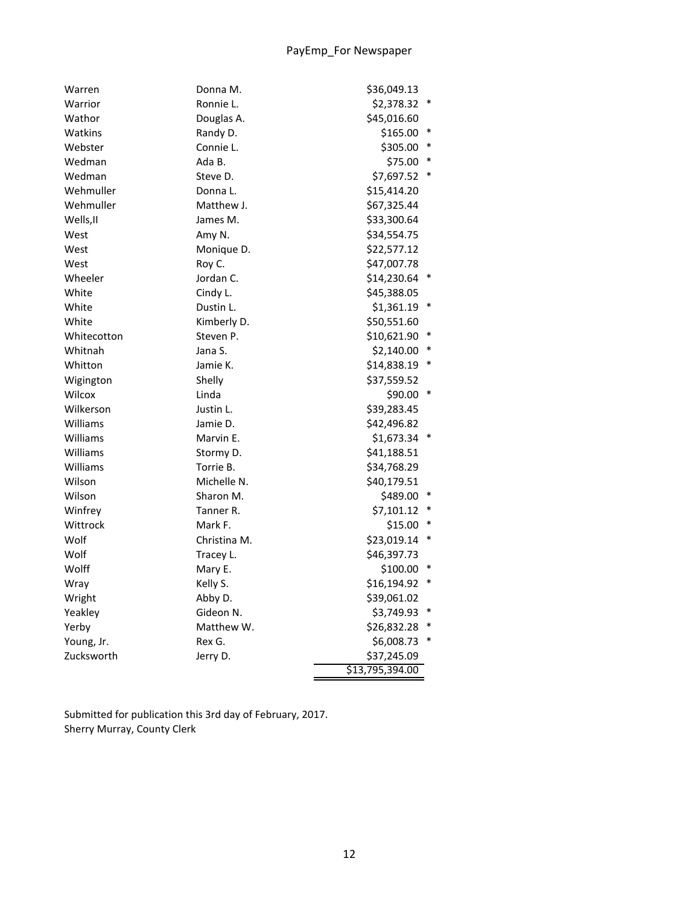| | | | |
|---|---|---|---|
| Warren | Donna M. | $36,049.13 | |
| Warrior | Ronnie L. | $2,378.32 | * |
| Wathor | Douglas A. | $45,016.60 | |
| Watkins | Randy D. | $165.00 | * |
| Webster | Connie L. | $305.00 | * |
| Wedman | Ada B. | $75.00 | * |
| Wedman | Steve D. | $7,697.52 | * |
| Wehmuller | Donna L. | $15,414.20 | |
| Wehmuller | Matthew J. | $67,325.44 | |
| Wells,II | James M. | $33,300.64 | |
| West | Amy N. | $34,554.75 | |
| West | Monique D. | $22,577.12 | |
| West | Roy C. | $47,007.78 | |
| Wheeler | Jordan C. | $14,230.64 | * |
| White | Cindy L. | $45,388.05 | |
| White | Dustin L. | $1,361.19 | * |
| White | Kimberly D. | $50,551.60 | |
| Whitecotton | Steven P. | $10,621.90 | * |
| Whitnah | Jana S. | $2,140.00 | * |
| Whitton | Jamie K. | $14,838.19 | * |
| Wigington | Shelly | $37,559.52 | |
| Wilcox | Linda | $90.00 | * |
| Wilkerson | Justin L. | $39,283.45 | |
| Williams | Jamie D. | $42,496.82 | |
| Williams | Marvin E. | $1,673.34 | * |
| Williams | Stormy D. | $41,188.51 | |
| Williams | Torrie B. | $34,768.29 | |
| Wilson | Michelle N. | $40,179.51 | |
| Wilson | Sharon M. | $489.00 | * |
| Winfrey | Tanner R. | $7,101.12 | * |
| Wittrock | Mark F. | $15.00 | * |
| Wolf | Christina M. | $23,019.14 | * |
| Wolf | Tracey L. | $46,397.73 | |
| Wolff | Mary E. | $100.00 | * |
| Wray | Kelly S. | $16,194.92 | * |
| Wright | Abby D. | $39,061.02 | |
| Yeakley | Gideon N. | $3,749.93 | * |
| Yerby | Matthew W. | $26,832.28 | * |
| Young, Jr. | Rex G. | $6,008.73 | * |
| Zucksworth | Jerry D. | $37,245.09 | |
| | | $13,795,394.00 | |

Submitted for publication this 3rd day of February, 2017.
Sherry Murray, County Clerk